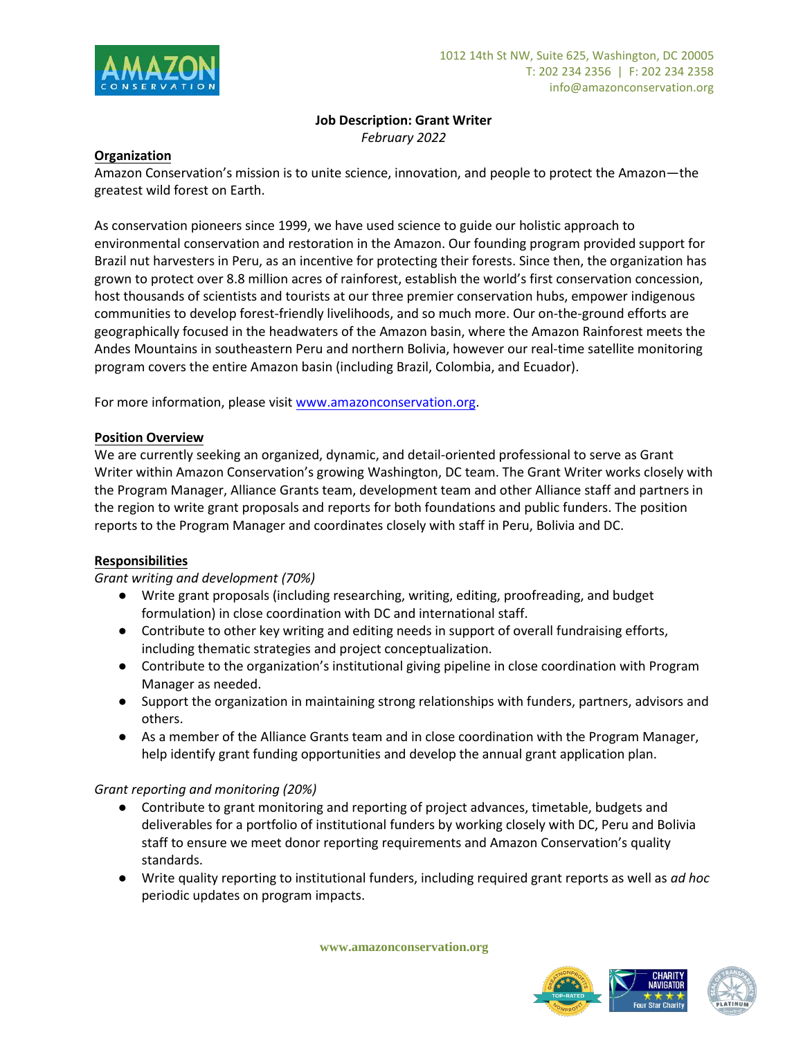1012 14th St NW, Suite 625, Washington, DC 20005
T: 202 234 2356 | F: 202 234 2358
info@amazonconservation.org

# Job Description: Grant Writer

*February 2022*

## Organization

Amazon Conservation's mission is to unite science, innovation, and people to protect the Amazon—the greatest wild forest on Earth.

As conservation pioneers since 1999, we have used science to guide our holistic approach to environmental conservation and restoration in the Amazon. Our founding program provided support for Brazil nut harvesters in Peru, as an incentive for protecting their forests. Since then, the organization has grown to protect over 8.8 million acres of rainforest, establish the world's first conservation concession, host thousands of scientists and tourists at our three premier conservation hubs, empower indigenous communities to develop forest-friendly livelihoods, and so much more. Our on-the-ground efforts are geographically focused in the headwaters of the Amazon basin, where the Amazon Rainforest meets the Andes Mountains in southeastern Peru and northern Bolivia, however our real-time satellite monitoring program covers the entire Amazon basin (including Brazil, Colombia, and Ecuador).

For more information, please visit [www.amazonconservation.org](http://www.amazonconservation.org).

## Position Overview

We are currently seeking an organized, dynamic, and detail-oriented professional to serve as Grant Writer within Amazon Conservation's growing Washington, DC team. The Grant Writer works closely with the Program Manager, Alliance Grants team, development team and other Alliance staff and partners in the region to write grant proposals and reports for both foundations and public funders. The position reports to the Program Manager and coordinates closely with staff in Peru, Bolivia and DC.

## Responsibilities

*Grant writing and development (70%)*

- Write grant proposals (including researching, writing, editing, proofreading, and budget formulation) in close coordination with DC and international staff.
- Contribute to other key writing and editing needs in support of overall fundraising efforts, including thematic strategies and project conceptualization.
- Contribute to the organization's institutional giving pipeline in close coordination with Program Manager as needed.
- Support the organization in maintaining strong relationships with funders, partners, advisors and others.
- As a member of the Alliance Grants team and in close coordination with the Program Manager, help identify grant funding opportunities and develop the annual grant application plan.

*Grant reporting and monitoring (20%)*

- Contribute to grant monitoring and reporting of project advances, timetable, budgets and deliverables for a portfolio of institutional funders by working closely with DC, Peru and Bolivia staff to ensure we meet donor reporting requirements and Amazon Conservation's quality standards.
- Write quality reporting to institutional funders, including required grant reports as well as *ad hoc* periodic updates on program impacts.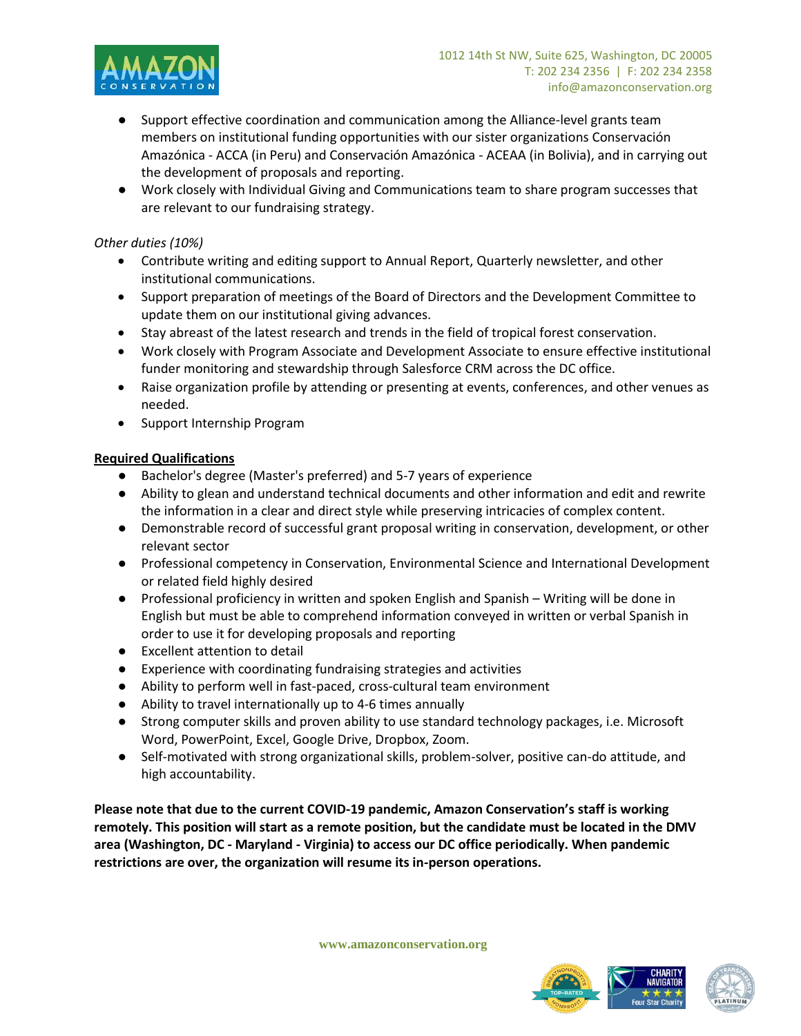- Support effective coordination and communication among the Alliance-level grants team members on institutional funding opportunities with our sister organizations Conservación Amazónica - ACCA (in Peru) and Conservación Amazónica - ACEAA (in Bolivia), and in carrying out the development of proposals and reporting.
- Work closely with Individual Giving and Communications team to share program successes that are relevant to our fundraising strategy.

*Other duties (10%)*

- Contribute writing and editing support to Annual Report, Quarterly newsletter, and other institutional communications.
- Support preparation of meetings of the Board of Directors and the Development Committee to update them on our institutional giving advances.
- Stay abreast of the latest research and trends in the field of tropical forest conservation.
- Work closely with Program Associate and Development Associate to ensure effective institutional funder monitoring and stewardship through Salesforce CRM across the DC office.
- Raise organization profile by attending or presenting at events, conferences, and other venues as needed.
- Support Internship Program

**Required Qualifications**

- Bachelor's degree (Master's preferred) and 5-7 years of experience
- Ability to glean and understand technical documents and other information and edit and rewrite the information in a clear and direct style while preserving intricacies of complex content.
- Demonstrable record of successful grant proposal writing in conservation, development, or other relevant sector
- Professional competency in Conservation, Environmental Science and International Development or related field highly desired
- Professional proficiency in written and spoken English and Spanish – Writing will be done in English but must be able to comprehend information conveyed in written or verbal Spanish in order to use it for developing proposals and reporting
- Excellent attention to detail
- Experience with coordinating fundraising strategies and activities
- Ability to perform well in fast-paced, cross-cultural team environment
- Ability to travel internationally up to 4-6 times annually
- Strong computer skills and proven ability to use standard technology packages, i.e. Microsoft Word, PowerPoint, Excel, Google Drive, Dropbox, Zoom.
- Self-motivated with strong organizational skills, problem-solver, positive can-do attitude, and high accountability.

**Please note that due to the current COVID-19 pandemic, Amazon Conservation's staff is working remotely. This position will start as a remote position, but the candidate must be located in the DMV area (Washington, DC - Maryland - Virginia) to access our DC office periodically. When pandemic restrictions are over, the organization will resume its in-person operations.**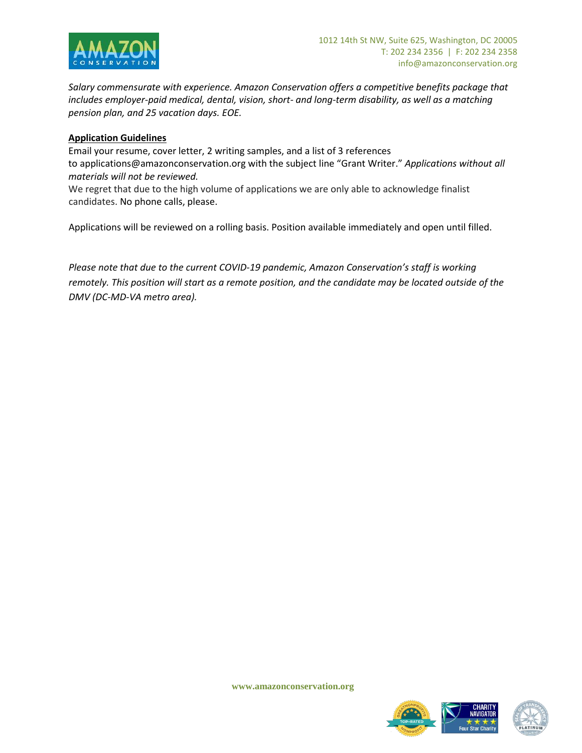*Salary commensurate with experience. Amazon Conservation offers a competitive benefits package that includes employer-paid medical, dental, vision, short- and long-term disability, as well as a matching pension plan, and 25 vacation days. EOE.*

**Application Guidelines**

Email your resume, cover letter, 2 writing samples, and a list of 3 references to applications@amazonconservation.org with the subject line "Grant Writer." *Applications without all materials will not be reviewed.*

We regret that due to the high volume of applications we are only able to acknowledge finalist candidates. No phone calls, please.

Applications will be reviewed on a rolling basis. Position available immediately and open until filled.

*Please note that due to the current COVID-19 pandemic, Amazon Conservation's staff is working remotely. This position will start as a remote position, and the candidate may be located outside of the DMV (DC-MD-VA metro area).*